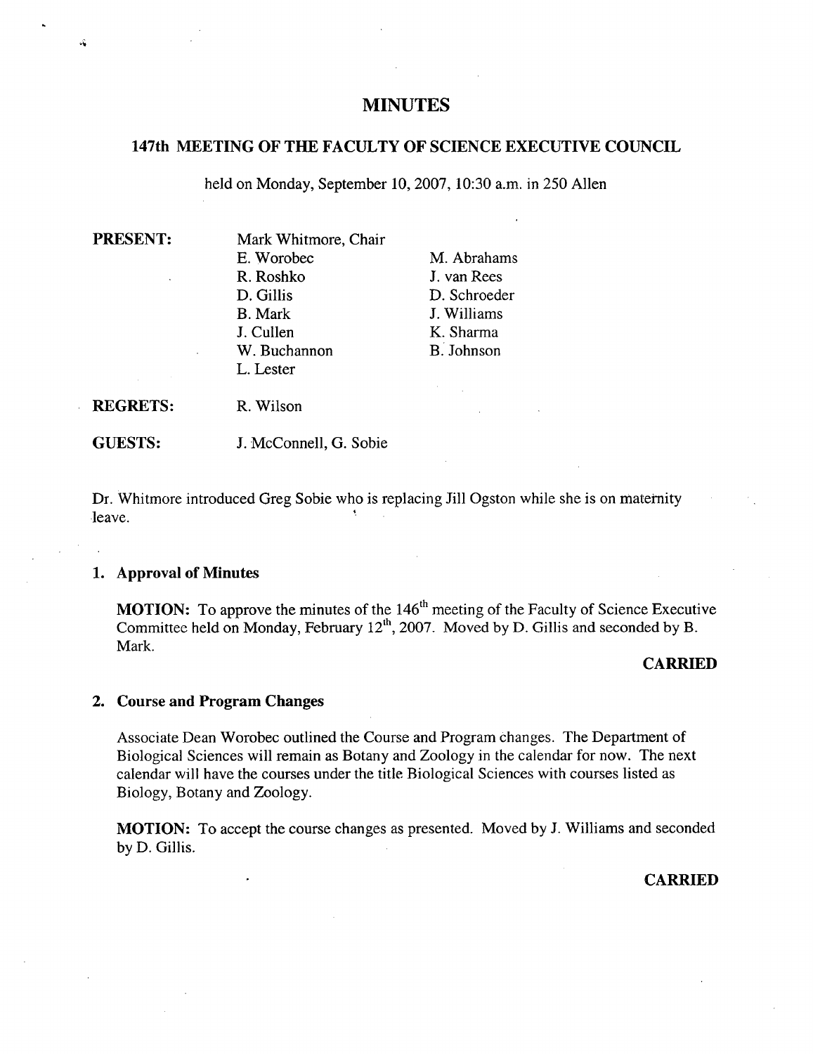# MINUTES

## 147th MEETING OF THE FACULTY OF SCIENCE EXECUTIVE COUNCIL

held on Monday, September 10, 2007, 10:30 a.m. in 250 Allen

| | | |
|---|---|---|
| **PRESENT:** | Mark Whitmore, Chair | |
| | E. Worobec | M. Abrahams |
| | R. Roshko | J. van Rees |
| | D. Gillis | D. Schroeder |
| | B. Mark | J. Williams |
| | J. Cullen | K. Sharma |
| | W. Buchannon | B. Johnson |
| | L. Lester | |
| **REGRETS:** | R. Wilson | |
| **GUESTS:** | J. McConnell, G. Sobie | |

Dr. Whitmore introduced Greg Sobie who is replacing Jill Ogston while she is on maternity leave.

### 1. Approval of Minutes

**MOTION:** To approve the minutes of the 146th meeting of the Faculty of Science Executive Committee held on Monday, February 12th, 2007. Moved by D. Gillis and seconded by B. Mark.

**CARRIED**

### 2. Course and Program Changes

Associate Dean Worobec outlined the Course and Program changes. The Department of Biological Sciences will remain as Botany and Zoology in the calendar for now. The next calendar will have the courses under the title Biological Sciences with courses listed as Biology, Botany and Zoology.

**MOTION:** To accept the course changes as presented. Moved by J. Williams and seconded by D. Gillis.

**CARRIED**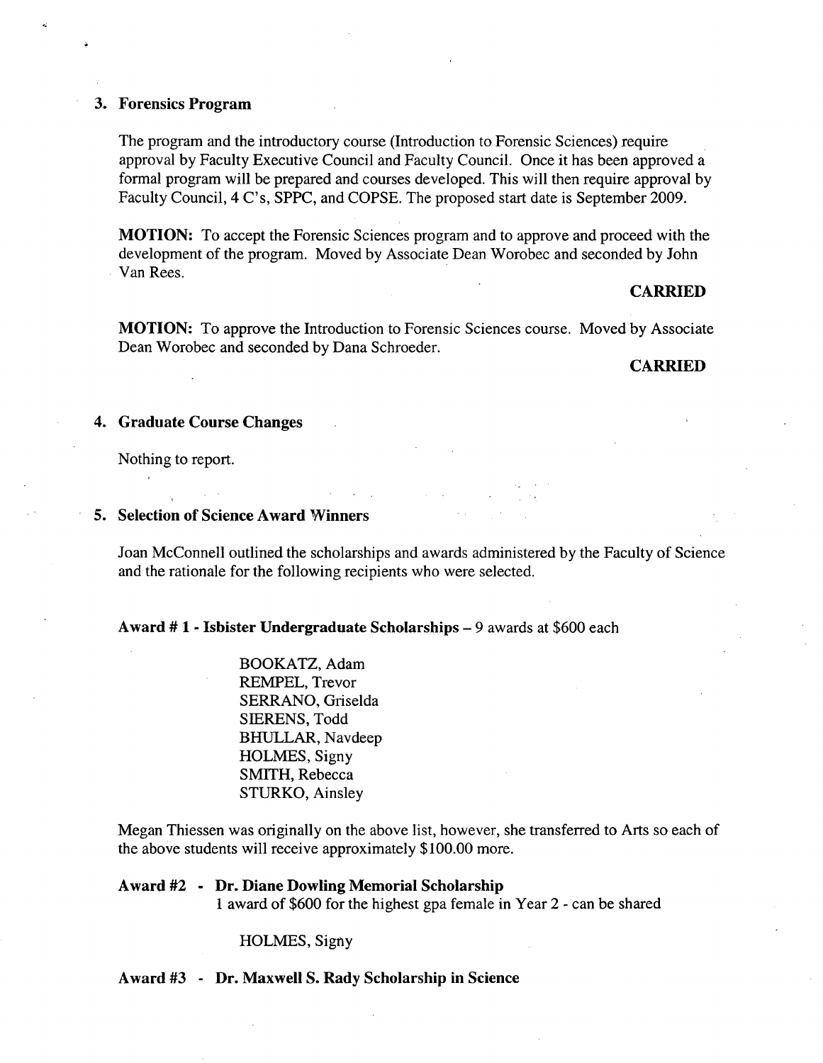## 3. Forensics Program

The program and the introductory course (Introduction to Forensic Sciences) require approval by Faculty Executive Council and Faculty Council. Once it has been approved a formal program will be prepared and courses developed. This will then require approval by Faculty Council, 4 C's, SPPC, and COPSE. The proposed start date is September 2009.

**MOTION:** To accept the Forensic Sciences program and to approve and proceed with the development of the program. Moved by Associate Dean Worobec and seconded by John Van Rees.

**CARRIED**

**MOTION:** To approve the Introduction to Forensic Sciences course. Moved by Associate Dean Worobec and seconded by Dana Schroeder.

**CARRIED**

## 4. Graduate Course Changes

Nothing to report.

## 5. Selection of Science Award Winners

Joan McConnell outlined the scholarships and awards administered by the Faculty of Science and the rationale for the following recipients who were selected.

**Award # 1 - Isbister Undergraduate Scholarships** – 9 awards at $600 each

BOOKATZ, Adam  
REMPEL, Trevor  
SERRANO, Griselda  
SIERENS, Todd  
BHULLAR, Navdeep  
HOLMES, Signy  
SMITH, Rebecca  
STURKO, Ainsley

Megan Thiessen was originally on the above list, however, she transferred to Arts so each of the above students will receive approximately $100.00 more.

**Award #2 - Dr. Diane Dowling Memorial Scholarship**  
1 award of $600 for the highest gpa female in Year 2 - can be shared

HOLMES, Signy

**Award #3 - Dr. Maxwell S. Rady Scholarship in Science**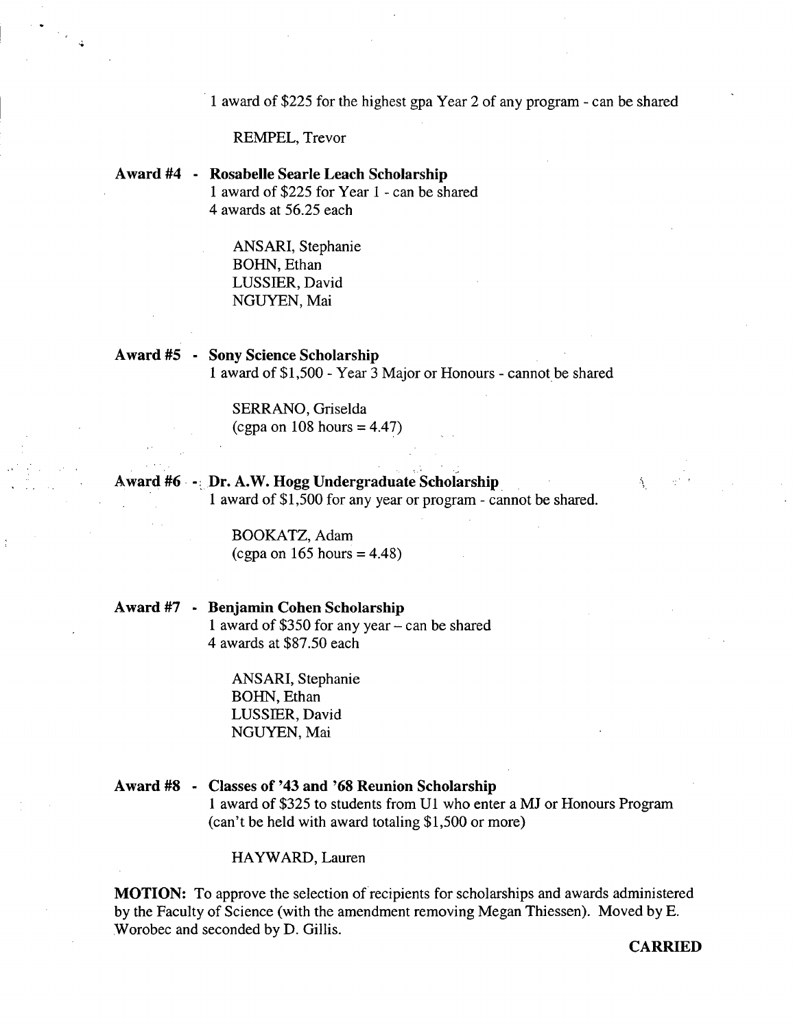1 award of $225 for the highest gpa Year 2 of any program - can be shared

REMPEL, Trevor

**Award #4 - Rosabelle Searle Leach Scholarship**
1 award of $225 for Year 1 - can be shared
4 awards at 56.25 each

ANSARI, Stephanie
BOHN, Ethan
LUSSIER, David
NGUYEN, Mai

**Award #5 - Sony Science Scholarship**
1 award of $1,500 - Year 3 Major or Honours - cannot be shared

SERRANO, Griselda
(cgpa on 108 hours = 4.47)

**Award #6 - Dr. A.W. Hogg Undergraduate Scholarship**
1 award of $1,500 for any year or program - cannot be shared.

BOOKATZ, Adam
(cgpa on 165 hours = 4.48)

**Award #7 - Benjamin Cohen Scholarship**
1 award of $350 for any year – can be shared
4 awards at $87.50 each

ANSARI, Stephanie
BOHN, Ethan
LUSSIER, David
NGUYEN, Mai

**Award #8 - Classes of '43 and '68 Reunion Scholarship**
1 award of $325 to students from U1 who enter a MJ or Honours Program
(can't be held with award totaling $1,500 or more)

HAYWARD, Lauren

**MOTION:** To approve the selection of recipients for scholarships and awards administered by the Faculty of Science (with the amendment removing Megan Thiessen). Moved by E. Worobec and seconded by D. Gillis.

**CARRIED**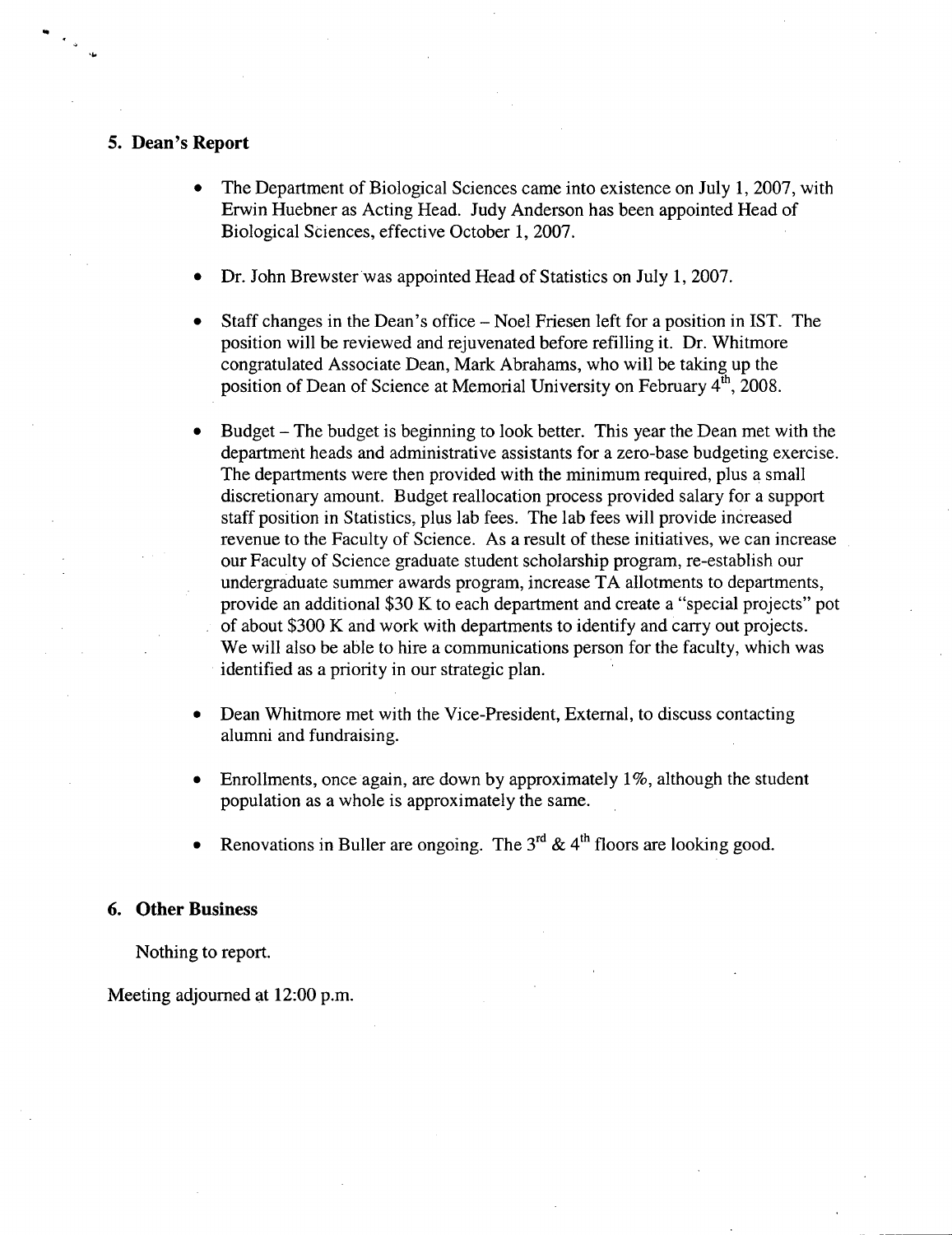## 5. Dean's Report

- The Department of Biological Sciences came into existence on July 1, 2007, with Erwin Huebner as Acting Head. Judy Anderson has been appointed Head of Biological Sciences, effective October 1, 2007.

- Dr. John Brewster was appointed Head of Statistics on July 1, 2007.

- Staff changes in the Dean's office – Noel Friesen left for a position in IST. The position will be reviewed and rejuvenated before refilling it. Dr. Whitmore congratulated Associate Dean, Mark Abrahams, who will be taking up the position of Dean of Science at Memorial University on February 4th, 2008.

- Budget – The budget is beginning to look better. This year the Dean met with the department heads and administrative assistants for a zero-base budgeting exercise. The departments were then provided with the minimum required, plus a small discretionary amount. Budget reallocation process provided salary for a support staff position in Statistics, plus lab fees. The lab fees will provide increased revenue to the Faculty of Science. As a result of these initiatives, we can increase our Faculty of Science graduate student scholarship program, re-establish our undergraduate summer awards program, increase TA allotments to departments, provide an additional $30 K to each department and create a "special projects" pot of about $300 K and work with departments to identify and carry out projects. We will also be able to hire a communications person for the faculty, which was identified as a priority in our strategic plan.

- Dean Whitmore met with the Vice-President, External, to discuss contacting alumni and fundraising.

- Enrollments, once again, are down by approximately 1%, although the student population as a whole is approximately the same.

- Renovations in Buller are ongoing. The 3rd & 4th floors are looking good.

## 6. Other Business

Nothing to report.

Meeting adjourned at 12:00 p.m.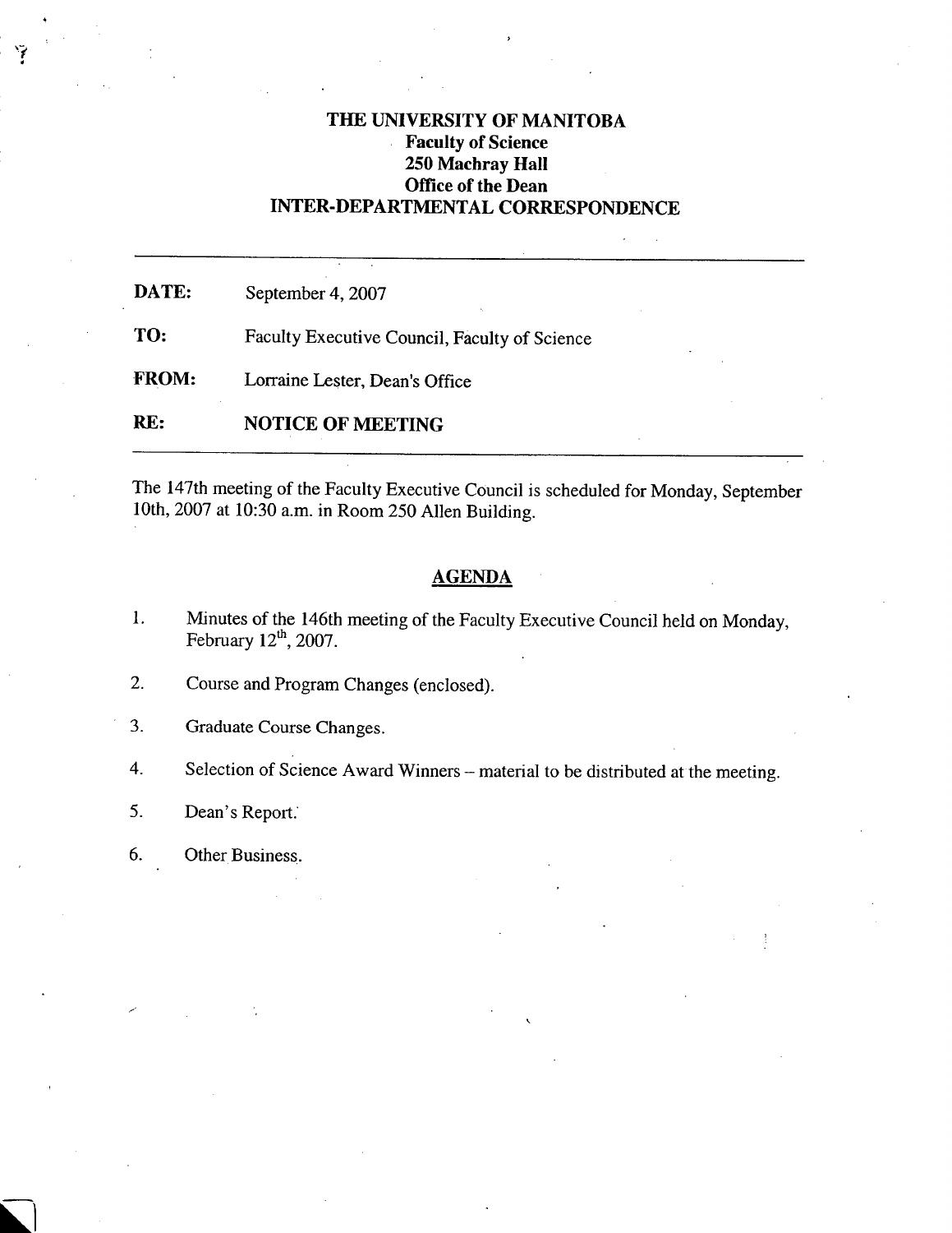**THE UNIVERSITY OF MANITOBA**
**Faculty of Science**
**250 Machray Hall**
**Office of the Dean**
**INTER-DEPARTMENTAL CORRESPONDENCE**

---

**DATE:** September 4, 2007

**TO:** Faculty Executive Council, Faculty of Science

**FROM:** Lorraine Lester, Dean's Office

**RE:** **NOTICE OF MEETING**

---

The 147th meeting of the Faculty Executive Council is scheduled for Monday, September 10th, 2007 at 10:30 a.m. in Room 250 Allen Building.

## AGENDA

1. Minutes of the 146th meeting of the Faculty Executive Council held on Monday, February 12th, 2007.
2. Course and Program Changes (enclosed).
3. Graduate Course Changes.
4. Selection of Science Award Winners – material to be distributed at the meeting.
5. Dean's Report.
6. Other Business.